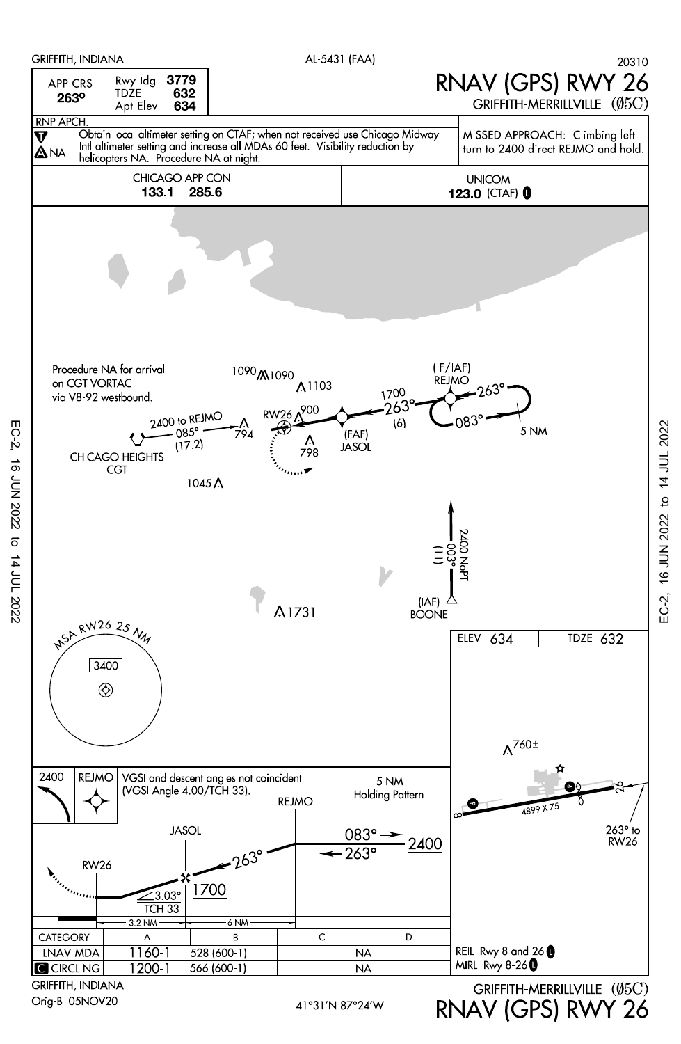GRIFFITH, INDIANA　　AL-5431 (FAA)　　20310

# RNAV (GPS) RWY 26

GRIFFITH-MERRILLVILLE (Ø5C)

| APP CRS | Rwy ldg | 3779 |
|---|---|---|
| 263° | TDZE | 632 |
| | Apt Elev | 634 |

RNP APCH.

Obtain local altimeter setting on CTAF; when not received use Chicago Midway Intl altimeter setting and increase all MDAs 60 feet. Visibility reduction by helicopters NA. Procedure NA at night.

MISSED APPROACH: Climbing left turn to 2400 direct REJMO and hold.

| CHICAGO APP CON | UNICOM |
|---|---|
| 133.1 285.6 | 123.0 (CTAF) |

Procedure NA for arrival on CGT VORTAC via V8-92 westbound.

2400 to REJMO 085° (17.2)

CHICAGO HEIGHTS CGT

(IF/IAF) REJMO

1700 263° (6)

(FAF) JASOL

RW26

083° 263° 5 NM

2400 NoPT 003° (11)

(IAF) BOONE

MSA RW26 25 NM 3400

1090 1090 1103 900 794 798 1045 1731 760±

ELEV 634　TDZE 632

4899 X 75

263° to RW26

2400 REJMO

VGSI and descent angles not coincident (VGSI Angle 4.00/TCH 33).

5 NM Holding Pattern

JASOL　REJMO　RW26

083° 263° 2400

263° 1700

3.03° TCH 33

3.2 NM　6 NM

| CATEGORY | A | B | C | D |
|---|---|---|---|---|
| LNAV MDA | 1160-1 | 528 (600-1) | NA | |
| CIRCLING | 1200-1 | 566 (600-1) | NA | |

REIL Rwy 8 and 26
MIRL Rwy 8-26

GRIFFITH, INDIANA
Orig-B 05NOV20

41°31'N-87°24'W

GRIFFITH-MERRILLVILLE (Ø5C)
RNAV (GPS) RWY 26

EC-2, 16 JUN 2022 to 14 JUL 2022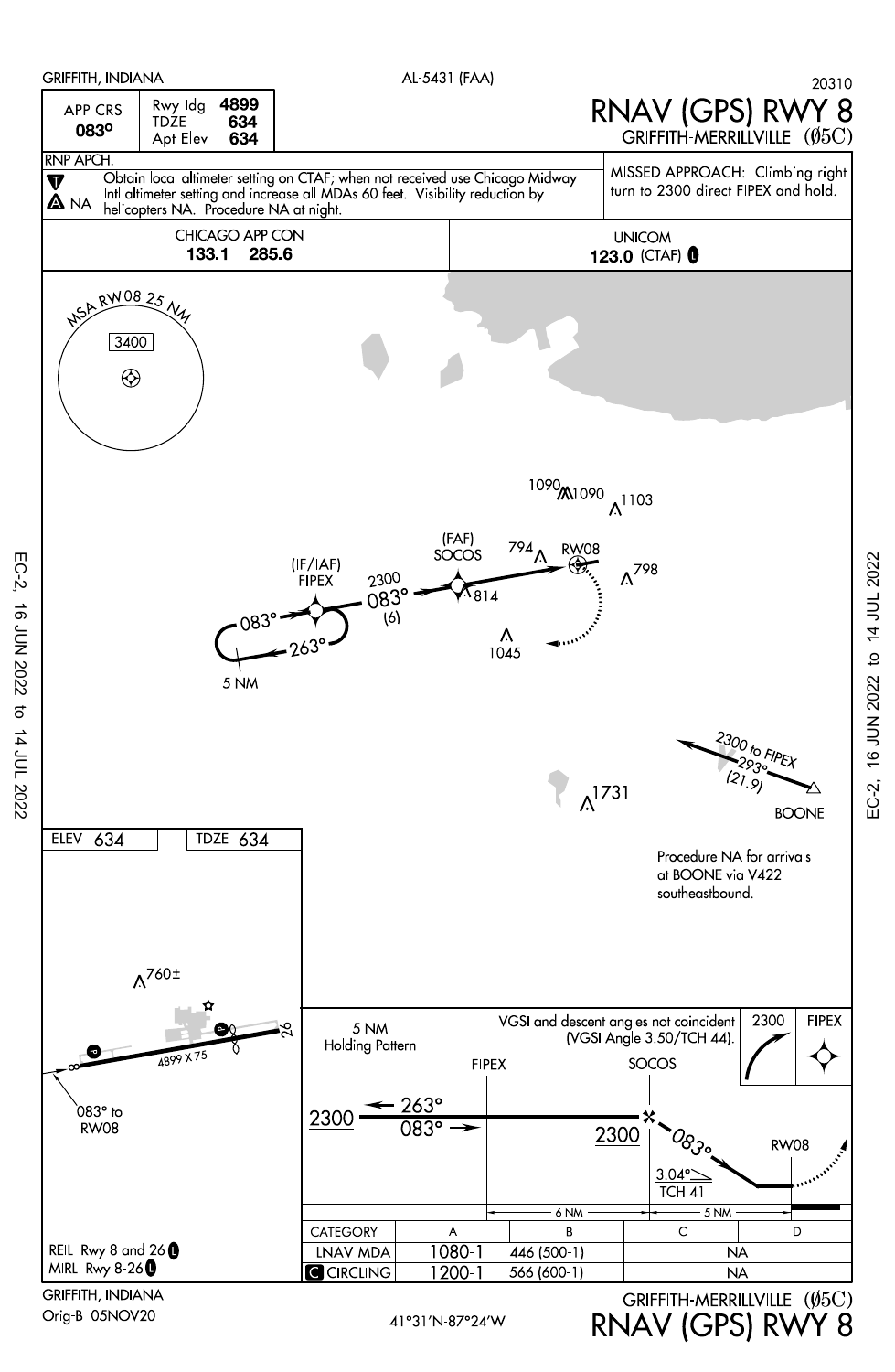GRIFFITH, INDIANA

AL-5431 (FAA)

20310

# RNAV (GPS) RWY 8

GRIFFITH-MERRILLVILLE (Ø5C)

| APP CRS | Rwy ldg | 4899 |
|---|---|---|
| 083° | TDZE | 634 |
| | Apt Elev | 634 |

RNP APCH.

Obtain local altimeter setting on CTAF; when not received use Chicago Midway Intl altimeter setting and increase all MDAs 60 feet. Visibility reduction by helicopters NA. Procedure NA at night.

MISSED APPROACH: Climbing right turn to 2300 direct FIPEX and hold.

| CHICAGO APP CON | UNICOM |
|---|---|
| 133.1 285.6 | 123.0 (CTAF) |

MSA RW08 25 NM: 3400

(IF/IAF) FIPEX — 2300 083° (6) — (FAF) SOCOS — RW08

083° / 263° — 5 NM

1090, 1090, 1103, 794, 798, 814, 1045, 1731

2300 to FIPEX 293° (21.9) — BOONE

Procedure NA for arrivals at BOONE via V422 southeastbound.

ELEV 634 — TDZE 634

760±

4899 X 75

083° to RW08

VGSI and descent angles not coincident (VGSI Angle 3.50/TCH 44).

5 NM Holding Pattern

2300 — 263° / 083° — FIPEX — SOCOS — 2300 — 083° — 3.04° TCH 41 — RW08

6 NM — 5 NM

2300 FIPEX

| CATEGORY | A | B | C | D |
|---|---|---|---|---|
| LNAV MDA | 1080-1 | 446 (500-1) | NA | |
| CIRCLING | 1200-1 | 566 (600-1) | NA | |

REIL Rwy 8 and 26
MIRL Rwy 8-26

GRIFFITH, INDIANA
Orig-B 05NOV20

41°31'N-87°24'W

GRIFFITH-MERRILLVILLE (Ø5C)
RNAV (GPS) RWY 8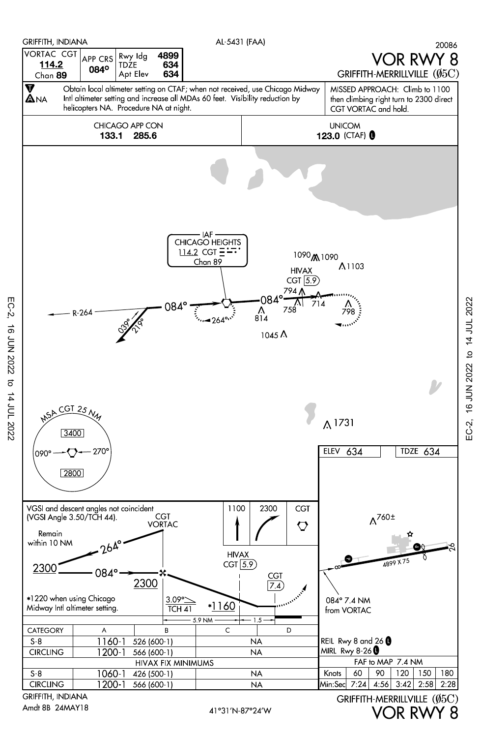GRIFFITH, INDIANA

AL-5431 (FAA)

20086

# VOR RWY 8

GRIFFITH-MERRILLVILLE (Ø5C)

| VORTAC CGT | APP CRS | Rwy Idg | 4899 |
|---|---|---|---|
| 114.2 | 084° | TDZE | 634 |
| Chan 89 | | Apt Elev | 634 |

Obtain local altimeter setting on CTAF; when not received, use Chicago Midway Intl altimeter setting and increase all MDAs 60 feet. Visibility reduction by helicopters NA. Procedure NA at night.

A NA

MISSED APPROACH: Climb to 1100 then climbing right turn to 2300 direct CGT VORTAC and hold.

| CHICAGO APP CON | UNICOM |
|---|---|
| 133.1 285.6 | 123.0 (CTAF) L |

IAF
CHICAGO HEIGHTS
114.2 CGT
Chan 89

HIVAX
CGT 5.9

R-264
084°
264°
039°
219°
1090
1090
1103
794
758
714
814
798
1045
1731

MSA CGT 25 NM
3400
2800
090°
270°

VGSI and descent angles not coincident (VGSI Angle 3.50/TCH 44).

Remain within 10 NM

CGT VORTAC
264°
2300
084°
2300
HIVAX CGT 5.9
CGT 7.4
3.09°
TCH 41
*1160
5.9 NM
1.5

*1220 when using Chicago Midway Intl altimeter setting.

1100
2300
CGT

ELEV 634
TDZE 634
760±
4899 X 75
8
26
084° 7.4 NM from VORTAC

| CATEGORY | A | B | C | D |
|---|---|---|---|---|
| S-8 | 1160-1 | 526 (600-1) | NA | |
| CIRCLING | 1200-1 | 566 (600-1) | NA | |
| HIVAX FIX MINIMUMS | | | | |
| S-8 | 1060-1 | 426 (500-1) | NA | |
| CIRCLING | 1200-1 | 566 (600-1) | NA | |

REIL Rwy 8 and 26 L
MIRL Rwy 8-26 L

FAF to MAP 7.4 NM

| Knots | 60 | 90 | 120 | 150 | 180 |
|---|---|---|---|---|---|
| Min:Sec | 7:24 | 4:56 | 3:42 | 2:58 | 2:28 |

GRIFFITH, INDIANA
Amdt 8B 24MAY18

41°31'N-87°24'W

GRIFFITH-MERRILLVILLE (Ø5C)
VOR RWY 8